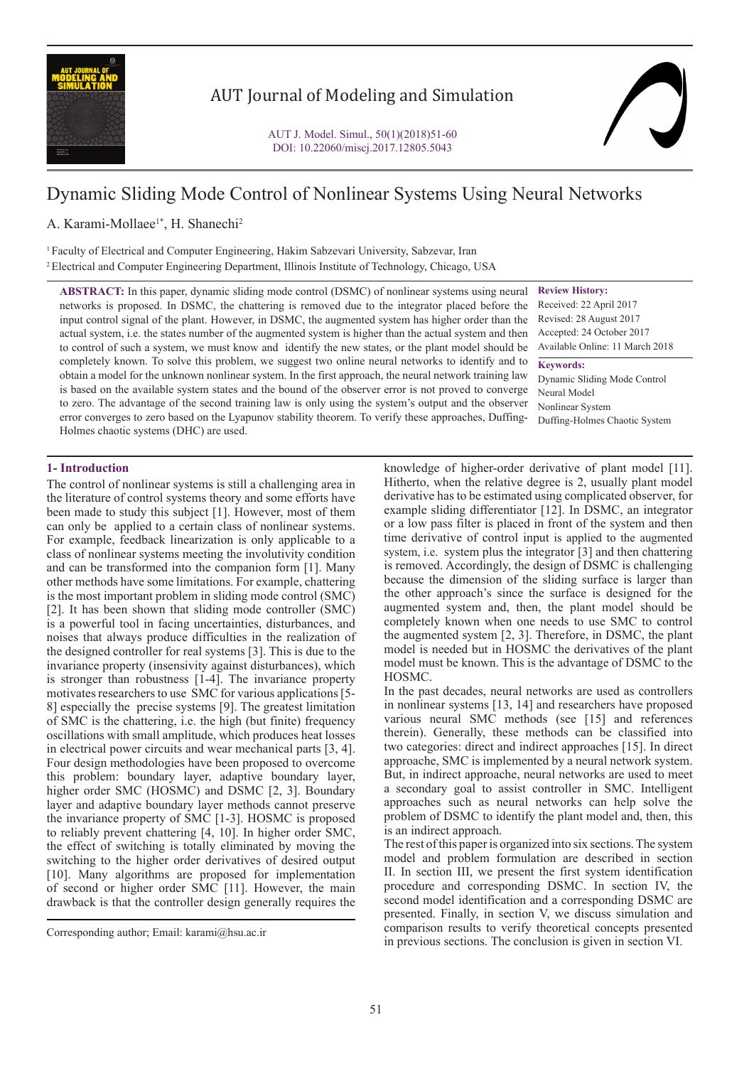# Dynamic Sliding Mode Control of Nonlinear Systems Using Neural Networks

A. Karami-Mollaee[1*], H. Shanechi[2]

[1] Faculty of Electrical and Computer Engineering, Hakim Sabzevari University, Sabzevar, Iran

[2] Electrical and Computer Engineering Department, Illinois Institute of Technology, Chicago, USA

**Review History:**

Received: 22 April 2017
Revised: 28 August 2017
Accepted: 24 October 2017
Available Online: 11 March 2018

**Keywords:**

Dynamic Sliding Mode Control
Neural Model
Nonlinear System
Duffing-Holmes Chaotic System

**ABSTRACT:** In this paper, dynamic sliding mode control (DSMC) of nonlinear systems using neural networks is proposed. In DSMC, the chattering is removed due to the integrator placed before the input control signal of the plant. However, in DSMC, the augmented system has higher order than the actual system, i.e. the states number of the augmented system is higher than the actual system and then to control of such a system, we must know and identify the new states, or the plant model should be completely known. To solve this problem, we suggest two online neural networks to identify and to obtain a model for the unknown nonlinear system. In the first approach, the neural network training law is based on the available system states and the bound of the observer error is not proved to converge to zero. The advantage of the second training law is only using the system's output and the observer error converges to zero based on the Lyapunov stability theorem. To verify these approaches, Duffing-Holmes chaotic systems (DHC) are used.

## 1- Introduction

The control of nonlinear systems is still a challenging area in the literature of control systems theory and some efforts have been made to study this subject [1]. However, most of them can only be applied to a certain class of nonlinear systems. For example, feedback linearization is only applicable to a class of nonlinear systems meeting the involutivity condition and can be transformed into the companion form [1]. Many other methods have some limitations. For example, chattering is the most important problem in sliding mode control (SMC) [2]. It has been shown that sliding mode controller (SMC) is a powerful tool in facing uncertainties, disturbances, and noises that always produce difficulties in the realization of the designed controller for real systems [3]. This is due to the invariance property (insensivity against disturbances), which is stronger than robustness [1-4]. The invariance property motivates researchers to use SMC for various applications [5-8] especially the precise systems [9]. The greatest limitation of SMC is the chattering, i.e. the high (but finite) frequency oscillations with small amplitude, which produces heat losses in electrical power circuits and wear mechanical parts [3, 4]. Four design methodologies have been proposed to overcome this problem: boundary layer, adaptive boundary layer, higher order SMC (HOSMC) and DSMC [2, 3]. Boundary layer and adaptive boundary layer methods cannot preserve the invariance property of SMC [1-3]. HOSMC is proposed to reliably prevent chattering [4, 10]. In higher order SMC, the effect of switching is totally eliminated by moving the switching to the higher order derivatives of desired output [10]. Many algorithms are proposed for implementation of second or higher order SMC [11]. However, the main drawback is that the controller design generally requires the knowledge of higher-order derivative of plant model [11]. Hitherto, when the relative degree is 2, usually plant model derivative has to be estimated using complicated observer, for example sliding differentiator [12]. In DSMC, an integrator or a low pass filter is placed in front of the system and then time derivative of control input is applied to the augmented system, i.e. system plus the integrator [3] and then chattering is removed. Accordingly, the design of DSMC is challenging because the dimension of the sliding surface is larger than the other approach's since the surface is designed for the augmented system and, then, the plant model should be completely known when one needs to use SMC to control the augmented system [2, 3]. Therefore, in DSMC, the plant model is needed but in HOSMC the derivatives of the plant model must be known. This is the advantage of DSMC to the HOSMC.

In the past decades, neural networks are used as controllers in nonlinear systems [13, 14] and researchers have proposed various neural SMC methods (see [15] and references therein). Generally, these methods can be classified into two categories: direct and indirect approaches [15]. In direct approache, SMC is implemented by a neural network system. But, in indirect approache, neural networks are used to meet a secondary goal to assist controller in SMC. Intelligent approaches such as neural networks can help solve the problem of DSMC to identify the plant model and, then, this is an indirect approach.

The rest of this paper is organized into six sections. The system model and problem formulation are described in section II. In section III, we present the first system identification procedure and corresponding DSMC. In section IV, the second model identification and a corresponding DSMC are presented. Finally, in section V, we discuss simulation and comparison results to verify theoretical concepts presented in previous sections. The conclusion is given in section VI.

Corresponding author; Email: karami@hsu.ac.ir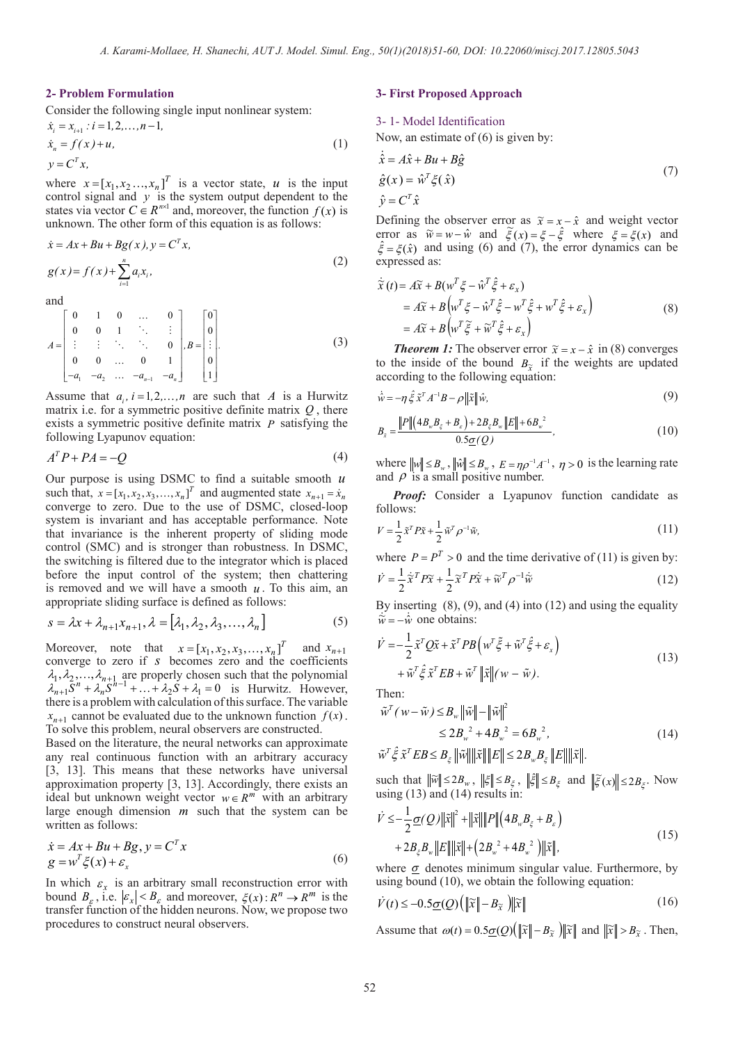## 2- Problem Formulation

Consider the following single input nonlinear system:

$$\dot{x}_i = x_{i+1} : i = 1, 2, \ldots, n-1,$$
$$\dot{x}_n = f(x) + u, \tag{1}$$
$$y = C^T x,$$

where $x = [x_1, x_2 \ldots, x_n]^T$ is a vector state, $u$ is the input control signal and $y$ is the system output dependent to the states via vector $C \in R^{n \times 1}$ and, moreover, the function $f(x)$ is unknown. The other form of this equation is as follows:

$$\dot{x} = Ax + Bu + Bg(x), y = C^T x,$$
$$g(x) = f(x) + \sum_{i=1}^{n} a_i x_i, \tag{2}$$

and

$$A = \begin{bmatrix} 0 & 1 & 0 & \ldots & 0 \\ 0 & 0 & 1 & \ddots & \vdots \\ \vdots & \vdots & \ddots & \ddots & 0 \\ 0 & 0 & \ldots & 0 & 1 \\ -a_1 & -a_2 & \ldots & -a_{n-1} & -a_n \end{bmatrix}, B = \begin{bmatrix} 0 \\ 0 \\ \vdots \\ 0 \\ 1 \end{bmatrix}. \tag{3}$$

Assume that $a_i, i = 1, 2, \ldots, n$ are such that $A$ is a Hurwitz matrix i.e. for a symmetric positive definite matrix $Q$, there exists a symmetric positive definite matrix $P$ satisfying the following Lyapunov equation:

$$A^T P + PA = -Q \tag{4}$$

Our purpose is using DSMC to find a suitable smooth $u$ such that, $x = [x_1, x_2, x_3, \ldots, x_n]^T$ and augmented state $x_{n+1} = \dot{x}_n$ converge to zero. Due to the use of DSMC, closed-loop system is invariant and has acceptable performance. Note that invariance is the inherent property of sliding mode control (SMC) and is stronger than robustness. In DSMC, the switching is filtered due to the integrator which is placed before the input control of the system; then chattering is removed and we will have a smooth $u$. To this aim, an appropriate sliding surface is defined as follows:

$$s = \lambda x + \lambda_{n+1} x_{n+1}, \lambda = [\lambda_1, \lambda_2, \lambda_3, \ldots, \lambda_n] \tag{5}$$

Moreover, note that $x = [x_1, x_2, x_3, \ldots, x_n]^T$ and $x_{n+1}$ converge to zero if $s$ becomes zero and the coefficients $\lambda_1, \lambda_2, \ldots, \lambda_{n+1}$ are properly chosen such that the polynomial $\lambda_{n+1} S^n + \lambda_n S^{n-1} + \ldots + \lambda_2 S + \lambda_1 = 0$ is Hurwitz. However, there is a problem with calculation of this surface. The variable $x_{n+1}$ cannot be evaluated due to the unknown function $f(x)$. To solve this problem, neural observers are constructed.

Based on the literature, the neural networks can approximate any real continuous function with an arbitrary accuracy [3, 13]. This means that these networks have universal approximation property [3, 13]. Accordingly, there exists an ideal but unknown weight vector $w \in R^m$ with an arbitrary large enough dimension $m$ such that the system can be written as follows:

$$\dot{x} = Ax + Bu + Bg, y = C^T x$$
$$g = w^T \xi(x) + \varepsilon_x \tag{6}$$

In which $\varepsilon_x$ is an arbitrary small reconstruction error with bound $B_\varepsilon$, i.e. $|\varepsilon_x| < B_\varepsilon$ and moreover, $\xi(x): R^n \to R^m$ is the transfer function of the hidden neurons. Now, we propose two procedures to construct neural observers.

## 3- First Proposed Approach

### 3- 1- Model Identification

Now, an estimate of (6) is given by:

$$\dot{\hat{x}} = A\hat{x} + Bu + B\hat{g}$$
$$\hat{g}(x) = \hat{w}^T \xi(\hat{x}) \tag{7}$$
$$\hat{y} = C^T \hat{x}$$

Defining the observer error as $\tilde{x} = x - \hat{x}$ and weight vector error as $\tilde{w} = w - \hat{w}$ and $\tilde{\xi}(x) = \xi - \hat{\xi}$ where $\xi = \xi(x)$ and $\hat{\xi} = \xi(\hat{x})$ and using (6) and (7), the error dynamics can be expressed as:

$$\begin{aligned} \dot{\tilde{x}}(t) &= A\tilde{x} + B(w^T \xi - \hat{w}^T \hat{\xi} + \varepsilon_x) \\ &= A\tilde{x} + B\left(w^T \xi - \hat{w}^T \hat{\xi} - w^T \hat{\xi} + w^T \hat{\xi} + \varepsilon_x\right) \\ &= A\tilde{x} + B\left(w^T \tilde{\xi} + \tilde{w}^T \hat{\xi} + \varepsilon_x\right) \end{aligned} \tag{8}$$

***Theorem 1:*** The observer error $\tilde{x} = x - \hat{x}$ in (8) converges to the inside of the bound $B_{\tilde{x}}$ if the weights are updated according to the following equation:

$$\dot{\hat{w}} = -\eta \hat{\xi} \tilde{x}^T A^{-1} B - \rho \|\tilde{x}\| \hat{w}, \tag{9}$$

$$B_{\tilde{x}} = \frac{\|P\|\left(4B_w B_\xi + B_\varepsilon\right) + 2B_\xi B_w \|E\| + 6B_w^2}{0.5\underline{\sigma}(Q)}, \tag{10}$$

where $\|w\| \le B_w$, $\|\hat{w}\| \le B_w$, $E = \eta \rho^{-1} A^{-1}$, $\eta > 0$ is the learning rate and $\rho$ is a small positive number.

***Proof:*** Consider a Lyapunov function candidate as follows:

$$V = \frac{1}{2}\tilde{x}^T P \tilde{x} + \frac{1}{2}\tilde{w}^T \rho^{-1} \tilde{w}, \tag{11}$$

where $P = P^T > 0$ and the time derivative of (11) is given by:

$$\dot{V} = \frac{1}{2}\dot{\tilde{x}}^T P \tilde{x} + \frac{1}{2}\tilde{x}^T P \dot{\tilde{x}} + \tilde{w}^T \rho^{-1} \dot{\tilde{w}} \tag{12}$$

By inserting (8), (9), and (4) into (12) and using the equality $\dot{\tilde{w}} = -\dot{\hat{w}}$ one obtains:

$$\begin{aligned} \dot{V} = &-\frac{1}{2}\tilde{x}^T Q \tilde{x} + \tilde{x}^T PB\left(w^T \tilde{\xi} + \tilde{w}^T \hat{\xi} + \varepsilon_x\right) \\ &+ \tilde{w}^T \hat{\xi} \tilde{x}^T EB + \tilde{w}^T \|\tilde{x}\|(w - \tilde{w}). \end{aligned} \tag{13}$$

Then:

$$\begin{aligned} \tilde{w}^T(w - \tilde{w}) &\le B_w \|\tilde{w}\| - \|\tilde{w}\|^2 \\ &\le 2B_w^2 + 4B_w^2 = 6B_w^2, \\ \tilde{w}^T \hat{\xi} \tilde{x}^T EB &\le B_\xi \|\tilde{w}\| \|\tilde{x}\| \|E\| \le 2B_w B_\xi \|E\| \|\tilde{x}\|. \end{aligned} \tag{14}$$

such that $\|\tilde{w}\| \le 2B_w$, $\|\xi\| \le B_\xi$, $\|\hat{\xi}\| \le B_\xi$ and $\|\tilde{\xi}(x)\| \le 2B_\xi$. Now using (13) and (14) results in:

$$\begin{aligned} \dot{V} \le &-\frac{1}{2}\underline{\sigma}(Q)\|\tilde{x}\|^2 + \|\tilde{x}\|\|P\|\left(4B_w B_\xi + B_\varepsilon\right) \\ &+ 2B_\xi B_w \|E\| \|\tilde{x}\| + \left(2B_w^2 + 4B_w^2\right)\|\tilde{x}\|, \end{aligned} \tag{15}$$

where $\underline{\sigma}$ denotes minimum singular value. Furthermore, by using bound (10), we obtain the following equation:

$$\dot{V}(t) \le -0.5\underline{\sigma}(Q)\left(\|\tilde{x}\| - B_{\tilde{x}}\right)\|\tilde{x}\| \tag{16}$$

Assume that $\omega(t) = 0.5\underline{\sigma}(Q)\left(\|\tilde{x}\| - B_{\tilde{x}}\right)\|\tilde{x}\|$ and $\|\tilde{x}\| > B_{\tilde{x}}$. Then,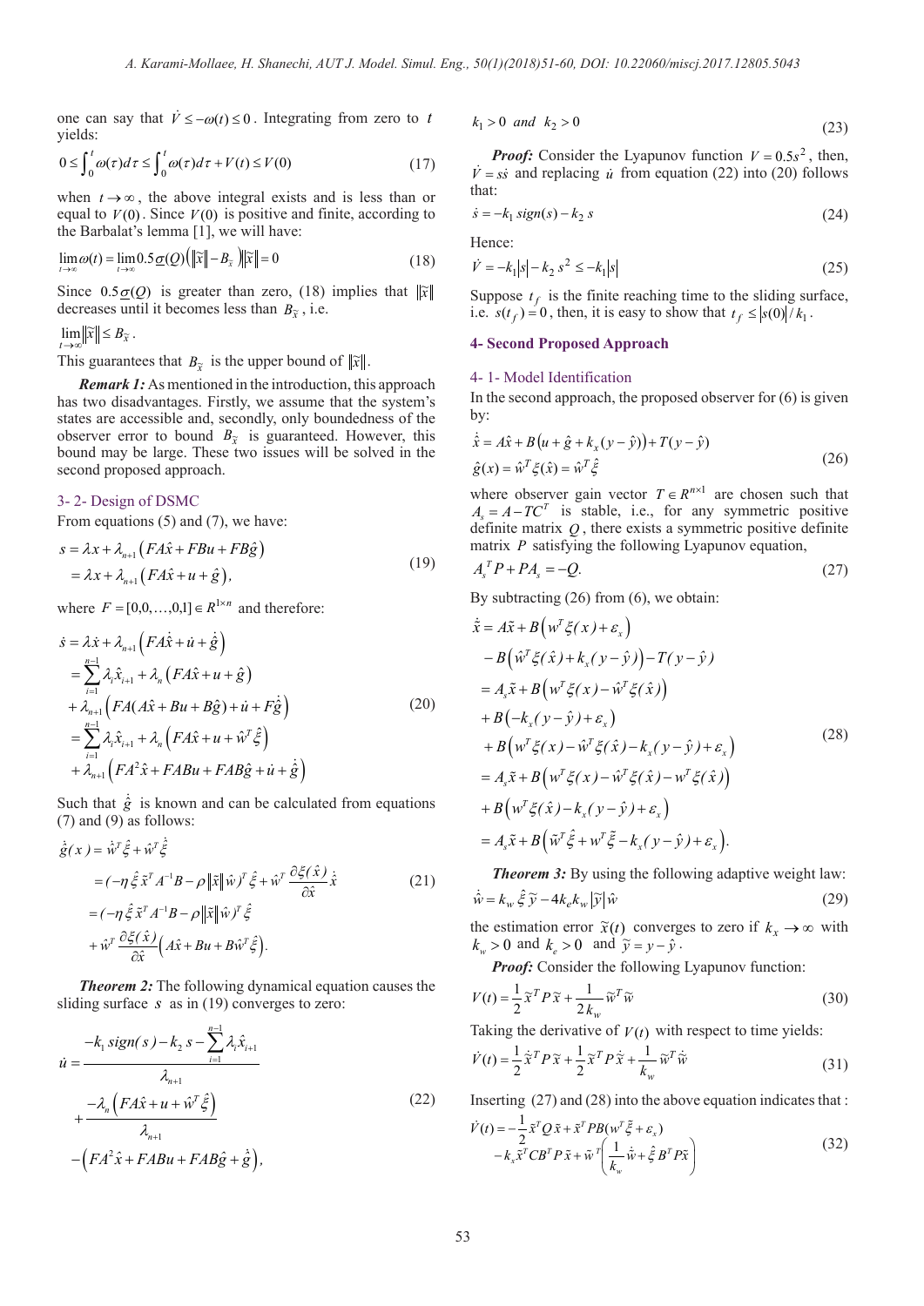one can say that $\dot{V} \le -\omega(t) \le 0$. Integrating from zero to $t$ yields:

$$0 \le \int_0^t \omega(\tau)d\tau \le \int_0^t \omega(\tau)d\tau + V(t) \le V(0) \tag{17}$$

when $t \to \infty$, the above integral exists and is less than or equal to $V(0)$. Since $V(0)$ is positive and finite, according to the Barbalat's lemma [1], we will have:

$$\lim_{t\to\infty}\omega(t) = \lim_{t\to\infty} 0.5\underline{\sigma}(Q)\left(\|\tilde{x}\| - B_{\tilde{x}}\right)\|\tilde{x}\| = 0 \tag{18}$$

Since $0.5\underline{\sigma}(Q)$ is greater than zero, (18) implies that $\|\tilde{x}\|$ decreases until it becomes less than $B_{\tilde{x}}$, i.e.

$\lim_{t\to\infty}\|\tilde{x}\| \le B_{\tilde{x}}$.

This guarantees that $B_{\tilde{x}}$ is the upper bound of $\|\tilde{x}\|$.

***Remark 1:*** As mentioned in the introduction, this approach has two disadvantages. Firstly, we assume that the system's states are accessible and, secondly, only boundedness of the observer error to bound $B_{\tilde{x}}$ is guaranteed. However, this bound may be large. These two issues will be solved in the second proposed approach.

### 3- 2- Design of DSMC

From equations (5) and (7), we have:

$$\begin{aligned} s &= \lambda x + \lambda_{n+1}\left(FA\hat{x} + FBu + FB\hat{g}\right) \\ &= \lambda x + \lambda_{n+1}\left(FA\hat{x} + u + \hat{g}\right), \end{aligned} \tag{19}$$

where $F = [0,0,\ldots,0,1] \in R^{1\times n}$ and therefore:

$$\begin{aligned} \dot{s} &= \lambda \dot{x} + \lambda_{n+1}\left(FA\dot{\hat{x}} + \dot{u} + \dot{\hat{g}}\right) \\ &= \sum_{i=1}^{n-1}\lambda_i \hat{x}_{i+1} + \lambda_n\left(FA\hat{x} + u + \hat{g}\right) \\ &+ \lambda_{n+1}\left(FA(A\hat{x} + Bu + B\hat{g}) + \dot{u} + F\dot{\hat{g}}\right) \\ &= \sum_{i=1}^{n-1}\lambda_i \hat{x}_{i+1} + \lambda_n\left(FA\hat{x} + u + \hat{w}^T\hat{\xi}\right) \\ &+ \lambda_{n+1}\left(FA^2\hat{x} + FABu + FAB\hat{g} + \dot{u} + \dot{\hat{g}}\right) \end{aligned} \tag{20}$$

Such that $\dot{\hat{g}}$ is known and can be calculated from equations (7) and (9) as follows:

$$\begin{aligned} \dot{\hat{g}}(x) &= \dot{\hat{w}}^T\hat{\xi} + \hat{w}^T\dot{\hat{\xi}} \\ &= (-\eta\hat{\xi}\tilde{x}^T A^{-1}B - \rho\|\tilde{x}\|\hat{w})^T\hat{\xi} + \hat{w}^T\frac{\partial\xi(\hat{x})}{\partial\hat{x}}\dot{\hat{x}} \\ &= (-\eta\hat{\xi}\tilde{x}^T A^{-1}B - \rho\|\tilde{x}\|\hat{w})^T\hat{\xi} \\ &+ \hat{w}^T\frac{\partial\xi(\hat{x})}{\partial\hat{x}}\left(A\hat{x} + Bu + B\hat{w}^T\hat{\xi}\right). \end{aligned} \tag{21}$$

***Theorem 2:*** The following dynamical equation causes the sliding surface $s$ as in (19) converges to zero:

$$\begin{aligned} \dot{u} &= \frac{-k_1\,sign(s) - k_2\,s - \sum_{i=1}^{n-1}\lambda_i\hat{x}_{i+1}}{\lambda_{n+1}} \\ &+ \frac{-\lambda_n\left(FA\hat{x} + u + \hat{w}^T\hat{\xi}\right)}{\lambda_{n+1}} \\ &-\left(FA^2\hat{x} + FABu + FAB\hat{g} + \dot{\hat{g}}\right), \end{aligned} \tag{22}$$

$$k_1 > 0 \;\; and \;\; k_2 > 0 \tag{23}$$

***Proof:*** Consider the Lyapunov function $V = 0.5s^2$, then, $\dot{V} = s\dot{s}$ and replacing $\dot{u}$ from equation (22) into (20) follows that:

$$\dot{s} = -k_1\,sign(s) - k_2\,s \tag{24}$$

Hence:

$$\dot{V} = -k_1|s| - k_2\,s^2 \le -k_1|s| \tag{25}$$

Suppose $t_f$ is the finite reaching time to the sliding surface, i.e. $s(t_f) = 0$, then, it is easy to show that $t_f \le |s(0)|/k_1$.

## 4- Second Proposed Approach

### 4- 1- Model Identification

In the second approach, the proposed observer for (6) is given by:

$$\begin{aligned} \dot{\hat{x}} &= A\hat{x} + B\left(u + \hat{g} + k_x(y - \hat{y})\right) + T(y - \hat{y}) \\ \hat{g}(x) &= \hat{w}^T\xi(\hat{x}) = \hat{w}^T\hat{\xi} \end{aligned} \tag{26}$$

where observer gain vector $T \in R^{n\times 1}$ are chosen such that $A_s = A - TC^T$ is stable, i.e., for any symmetric positive definite matrix $Q$, there exists a symmetric positive definite matrix $P$ satisfying the following Lyapunov equation,

$$A_s^T P + PA_s = -Q. \tag{27}$$

By subtracting (26) from (6), we obtain:

$$\begin{aligned} \dot{\tilde{x}} &= A\tilde{x} + B\left(w^T\xi(x) + \varepsilon_x\right) \\ &- B\left(\hat{w}^T\xi(\hat{x}) + k_x(y - \hat{y})\right) - T(y - \hat{y}) \\ &= A_s\tilde{x} + B\left(w^T\xi(x) - \hat{w}^T\xi(\hat{x})\right) \\ &+ B\left(-k_x(y - \hat{y}) + \varepsilon_x\right) \\ &+ B\left(w^T\xi(x) - \hat{w}^T\xi(\hat{x}) - k_x(y - \hat{y}) + \varepsilon_x\right) \\ &= A_s\tilde{x} + B\left(w^T\xi(x) - \hat{w}^T\xi(\hat{x}) - w^T\xi(\hat{x})\right) \\ &+ B\left(w^T\xi(\hat{x}) - k_x(y - \hat{y}) + \varepsilon_x\right) \\ &= A_s\tilde{x} + B\left(\tilde{w}^T\hat{\xi} + w^T\tilde{\xi} - k_x(y - \hat{y}) + \varepsilon_x\right). \end{aligned} \tag{28}$$

***Theorem 3:*** By using the following adaptive weight law:

$$\dot{\hat{w}} = k_w\,\hat{\xi}\,\tilde{y} - 4k_e k_w|\tilde{y}|\hat{w} \tag{29}$$

the estimation error $\tilde{x}(t)$ converges to zero if $k_x \to \infty$ with $k_w > 0$ and $k_e > 0$ and $\tilde{y} = y - \hat{y}$.

***Proof:*** Consider the following Lyapunov function:

$$V(t) = \frac{1}{2}\tilde{x}^T P\tilde{x} + \frac{1}{2k_w}\tilde{w}^T\tilde{w} \tag{30}$$

Taking the derivative of $V(t)$ with respect to time yields:

$$\dot{V}(t) = \frac{1}{2}\dot{\tilde{x}}^T P\tilde{x} + \frac{1}{2}\tilde{x}^T P\dot{\tilde{x}} + \frac{1}{k_w}\tilde{w}^T\dot{\tilde{w}} \tag{31}$$

Inserting (27) and (28) into the above equation indicates that :

$$\begin{aligned} \dot{V}(t) &= -\frac{1}{2}\tilde{x}^T Q\tilde{x} + \tilde{x}^T PB(w^T\tilde{\xi} + \varepsilon_x) \\ &- k_x\tilde{x}^T CB^T P\tilde{x} + \tilde{w}^T\left(\frac{1}{k_w}\dot{\tilde{w}} + \hat{\xi}B^T P\tilde{x}\right) \end{aligned} \tag{32}$$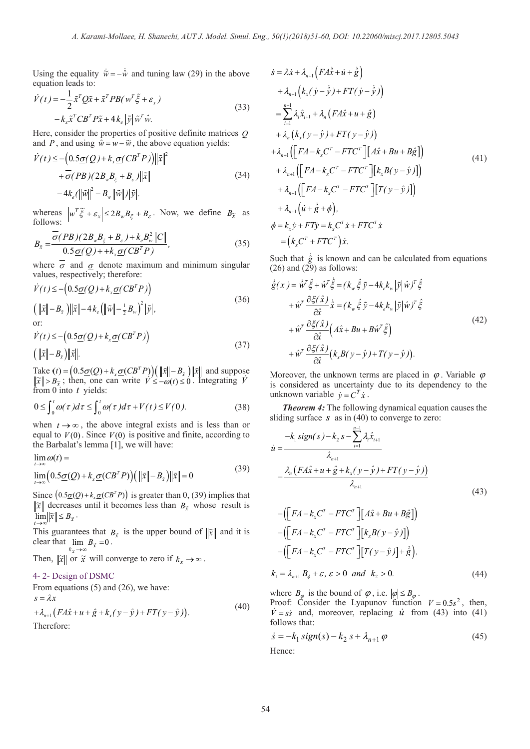Using the equality $\dot{\tilde{w}} = -\dot{\hat{w}}$ and tuning law (29) in the above equation leads to:

$$\dot{V}(t) = -\frac{1}{2}\tilde{x}^T Q\tilde{x} + \tilde{x}^T PB(w^T\tilde{\xi} + \varepsilon_x) - k_x\tilde{x}^T CB^T P\tilde{x} + 4k_e|\tilde{y}|\tilde{w}^T\hat{w}. \tag{33}$$

Here, consider the properties of positive definite matrices $Q$ and $P$, and using $\hat{w} = w - \tilde{w}$, the above equation yields:

$$\dot{V}(t) \le -\left(0.5\underline{\sigma}(Q) + k_x\underline{\sigma}(CB^T P)\right)\|\tilde{x}\|^2 + \overline{\sigma}(PB)(2B_w B_{\xi} + B_{\varepsilon})\|\tilde{x}\| - 4k_e\left(\|\tilde{w}\|^2 - B_w\|\tilde{w}\|\right)|\tilde{y}|. \tag{34}$$

whereas $\left|w^T\tilde{\xi} + \varepsilon_x\right| \le 2B_w B_{\xi} + B_{\varepsilon}$. Now, we define $B_{\tilde{x}}$ as follows:

$$B_{\tilde{x}} = \frac{\overline{\sigma}(PB)(2B_w B_{\xi} + B_{\varepsilon}) + k_e B_w^2\|C\|}{0.5\underline{\sigma}(Q) + +k_x\underline{\sigma}(CB^T P)}, \tag{35}$$

where $\overline{\sigma}$ and $\underline{\sigma}$ denote maximum and minimum singular values, respectively; therefore:

$$\dot{V}(t) \le -\left(0.5\underline{\sigma}(Q) + k_x\underline{\sigma}(CB^T P)\right)\left(\|\tilde{x}\| - B_{\tilde{x}}\right)\|\tilde{x}\| - 4k_e\left(\|\tilde{w}\| - \tfrac{1}{2}B_w\right)^2|\tilde{y}|, \tag{36}$$

or:

$$\dot{V}(t) \le -\left(0.5\underline{\sigma}(Q) + k_x\underline{\sigma}(CB^T P)\right)\left(\|\tilde{x}\| - B_{\tilde{x}}\right)\|\tilde{x}\|. \tag{37}$$

Take $\omega(t) = \left(0.5\underline{\sigma}(Q) + k_x\underline{\sigma}(CB^T P)\right)\left(\|\tilde{x}\| - B_{\tilde{x}}\right)\|\tilde{x}\|$ and suppose $\|\tilde{x}\| > B_{\tilde{x}}$; then, one can write $\dot{V} \le -\omega(t) \le 0$. Integrating $\dot{V}$ from 0 into $t$ yields:

$$0 \le \int_0^t \omega(\tau)d\tau \le \int_0^t \omega(\tau)d\tau + V(t) \le V(0). \tag{38}$$

when $t \to \infty$, the above integral exists and is less than or equal to $V(0)$. Since $V(0)$ is positive and finite, according to the Barbalat's lemma [1], we will have:

$$\lim_{t\to\infty}\omega(t) = \lim_{t\to\infty}\left(0.5\underline{\sigma}(Q) + k_x\underline{\sigma}(CB^T P)\right)\left(\|\tilde{x}\| - B_{\tilde{x}}\right)\|\tilde{x}\| = 0 \tag{39}$$

Since $\left(0.5\underline{\sigma}(Q) + k_x\underline{\sigma}(CB^T P)\right)$ is greater than 0, (39) implies that $\|\tilde{x}\|$ decreases until it becomes less than $B_{\tilde{x}}$ whose result is $\lim_{t\to\infty}\|\tilde{x}\| \le B_{\tilde{x}}$.

This guarantees that $B_{\tilde{x}}$ is the upper bound of $\|\tilde{x}\|$ and it is clear that $\lim_{k_x\to\infty} B_{\tilde{x}} = 0$.

Then, $\|\tilde{x}\|$ or $\tilde{x}$ will converge to zero if $k_x \to \infty$.

### 4- 2- Design of DSMC

From equations (5) and (26), we have:

$$s = \lambda x + \lambda_{n+1}\left(FA\hat{x} + u + \hat{g} + k_x(y - \hat{y}) + FT(y - \hat{y})\right). \tag{40}$$

Therefore:

$$\begin{aligned}
\dot{s} &= \lambda\dot{x} + \lambda_{n+1}\left(FA\dot{\hat{x}} + \dot{u} + \dot{\hat{g}}\right) + \lambda_{n+1}\left(k_x(\dot{y} - \dot{\hat{y}}) + FT(\dot{y} - \dot{\hat{y}})\right) \\
&= \sum_{i=1}^{n-1}\lambda_i\hat{x}_{i+1} + \lambda_n\left(FA\hat{x} + u + \hat{g}\right) + \lambda_n\left(k_x(y - \hat{y}) + FT(y - \hat{y})\right) \\
&+ \lambda_{n+1}\left(\left[FA - k_x C^T - FTC^T\right]\left[A\hat{x} + Bu + B\hat{g}\right]\right) \\
&+ \lambda_{n+1}\left(\left[FA - k_x C^T - FTC^T\right]\left[k_x B(y - \hat{y})\right]\right) \\
&+ \lambda_{n+1}\left(\left[FA - k_x C^T - FTC^T\right]\left[T(y - \hat{y})\right]\right) \\
&+ \lambda_{n+1}\left(\dot{u} + \dot{\hat{g}} + \phi\right), \\
\phi &= k_x\dot{y} + FT\dot{y} = k_x C^T\dot{x} + FTC^T\dot{x} \\
&= \left(k_x C^T + FTC^T\right)\dot{x}.
\end{aligned} \tag{41}$$

Such that $\dot{\hat{g}}$ is known and can be calculated from equations (26) and (29) as follows:

$$\begin{aligned}
\dot{\hat{g}}(x) &= \dot{\hat{w}}^T\hat{\xi} + \hat{w}^T\dot{\hat{\xi}} = (k_w\hat{\xi}\tilde{y} - 4k_e k_w|\tilde{y}|\hat{w})^T\hat{\xi} + \hat{w}^T\frac{\partial\xi(\hat{x})}{\partial\hat{x}}\dot{\hat{x}} = (k_w\hat{\xi}\tilde{y} - 4k_e k_w|\tilde{y}|\hat{w})^T\hat{\xi} \\
&+ \hat{w}^T\frac{\partial\xi(\hat{x})}{\partial\hat{x}}\left(A\hat{x} + Bu + B\hat{w}^T\hat{\xi}\right) \\
&+ \hat{w}^T\frac{\partial\xi(\hat{x})}{\partial\hat{x}}\left(k_x B(y - \hat{y}) + T(y - \hat{y})\right).
\end{aligned} \tag{42}$$

Moreover, the unknown terms are placed in $\varphi$. Variable $\varphi$ is considered as uncertainty due to its dependency to the unknown variable $\dot{y} = C^T\dot{x}$.

***Theorem 4:*** The following dynamical equation causes the sliding surface $s$ as in (40) to converge to zero:

$$\begin{aligned}
\dot{u} &= \frac{-k_1\,sign(s) - k_2\,s - \sum_{i=1}^{n-1}\lambda_i\hat{x}_{i+1}}{\lambda_{n+1}} - \frac{\lambda_n\left(FA\hat{x} + u + \hat{g} + k_x(y - \hat{y}) + FT(y - \hat{y})\right)}{\lambda_{n+1}} \\
&- \left(\left[FA - k_x C^T - FTC^T\right]\left[A\hat{x} + Bu + B\hat{g}\right]\right) \\
&- \left(\left[FA - k_x C^T - FTC^T\right]\left[k_x B(y - \hat{y})\right]\right) \\
&- \left(\left[FA - k_x C^T - FTC^T\right]\left[T(y - \hat{y})\right] + \dot{\hat{g}}\right),
\end{aligned} \tag{43}$$

$$k_1 = \lambda_{n+1}B_{\phi} + \varepsilon,\ \varepsilon > 0 \ \ and \ \ k_2 > 0. \tag{44}$$

where $B_{\varphi}$ is the bound of $\varphi$, i.e. $|\varphi| \le B_{\varphi}$.

Proof: Consider the Lyapunov function $V = 0.5s^2$, then, $\dot{V} = s\dot{s}$ and, moreover, replacing $\dot{u}$ from (43) into (41) follows that:

$$\dot{s} = -k_1\,sign(s) - k_2\,s + \lambda_{n+1}\varphi \tag{45}$$

Hence: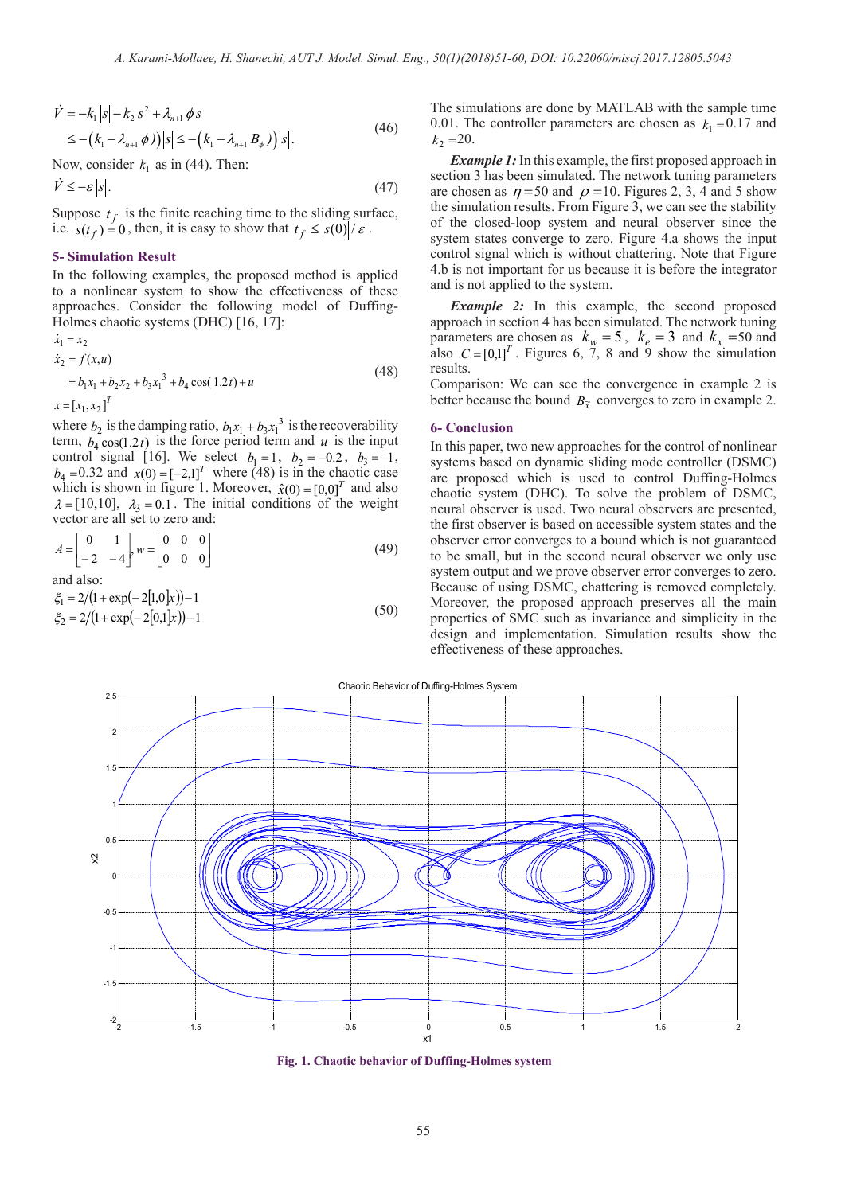$$
\begin{aligned}
\dot{V} &= -k_1|s| - k_2 s^2 + \lambda_{n+1}\phi s \\
&\le -\left(k_1 - \lambda_{n+1}\phi)\right)|s| \le -\left(k_1 - \lambda_{n+1} B_\phi)\right)|s|.
\end{aligned} \tag{46}
$$

Now, consider $k_1$ as in (44). Then:

$$
\dot{V} \le -\varepsilon|s|. \tag{47}
$$

Suppose $t_f$ is the finite reaching time to the sliding surface, i.e. $s(t_f)=0$, then, it is easy to show that $t_f \le |s(0)|/\varepsilon$.

## 5- Simulation Result

In the following examples, the proposed method is applied to a nonlinear system to show the effectiveness of these approaches. Consider the following model of Duffing-Holmes chaotic systems (DHC) [16, 17]:

$$
\begin{aligned}
\dot{x}_1 &= x_2 \\
\dot{x}_2 &= f(x,u) \\
&= b_1 x_1 + b_2 x_2 + b_3 x_1^{\ 3} + b_4 \cos(1.2t) + u \\
x &= [x_1, x_2]^T
\end{aligned} \tag{48}
$$

where $b_2$ is the damping ratio, $b_1 x_1 + b_3 x_1^{\ 3}$ is the recoverability term, $b_4 \cos(1.2t)$ is the force period term and $u$ is the input control signal [16]. We select $b_1 = 1$, $b_2 = -0.2$, $b_3 = -1$, $b_4 = 0.32$ and $x(0) = [-2,1]^T$ where (48) is in the chaotic case which is shown in figure 1. Moreover, $\hat{x}(0) = [0,0]^T$ and also $\lambda = [10,10]$, $\lambda_3 = 0.1$. The initial conditions of the weight vector are all set to zero and:

$$
A = \begin{bmatrix} 0 & 1 \\ -2 & -4 \end{bmatrix}, w = \begin{bmatrix} 0 & 0 & 0 \\ 0 & 0 & 0 \end{bmatrix} \tag{49}
$$

and also:

$$
\begin{aligned}
\xi_1 &= 2/\left(1 + \exp\left(-2[1,0]x\right)\right) - 1 \\
\xi_2 &= 2/\left(1 + \exp\left(-2[0,1]x\right)\right) - 1
\end{aligned} \tag{50}
$$

The simulations are done by MATLAB with the sample time 0.01. The controller parameters are chosen as $k_1 = 0.17$ and $k_2 = 20$.

***Example 1:*** In this example, the first proposed approach in section 3 has been simulated. The network tuning parameters are chosen as $\eta = 50$ and $\rho = 10$. Figures 2, 3, 4 and 5 show the simulation results. From Figure 3, we can see the stability of the closed-loop system and neural observer since the system states converge to zero. Figure 4.a shows the input control signal which is without chattering. Note that Figure 4.b is not important for us because it is before the integrator and is not applied to the system.

***Example 2:*** In this example, the second proposed approach in section 4 has been simulated. The network tuning parameters are chosen as $k_w = 5$, $k_e = 3$ and $k_x = 50$ and also $C = [0,1]^T$. Figures 6, 7, 8 and 9 show the simulation results.

Comparison: We can see the convergence in example 2 is better because the bound $B_{\tilde{x}}$ converges to zero in example 2.

## 6- Conclusion

In this paper, two new approaches for the control of nonlinear systems based on dynamic sliding mode controller (DSMC) are proposed which is used to control Duffing-Holmes chaotic system (DHC). To solve the problem of DSMC, neural observer is used. Two neural observers are presented, the first observer is based on accessible system states and the observer error converges to a bound which is not guaranteed to be small, but in the second neural observer we only use system output and we prove observer error converges to zero. Because of using DSMC, chattering is removed completely. Moreover, the proposed approach preserves all the main properties of SMC such as invariance and simplicity in the design and implementation. Simulation results show the effectiveness of these approaches.

**Fig. 1. Chaotic behavior of Duffing-Holmes system**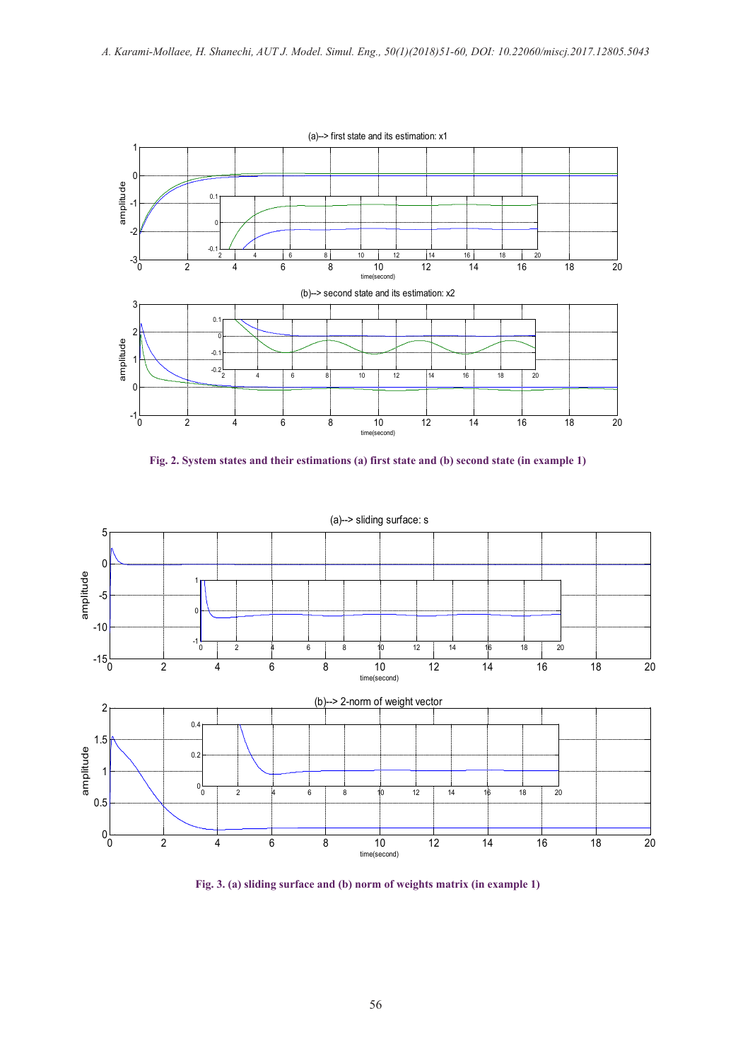Fig. 2. System states and their estimations (a) first state and (b) second state (in example 1)

Fig. 3. (a) sliding surface and (b) norm of weights matrix (in example 1)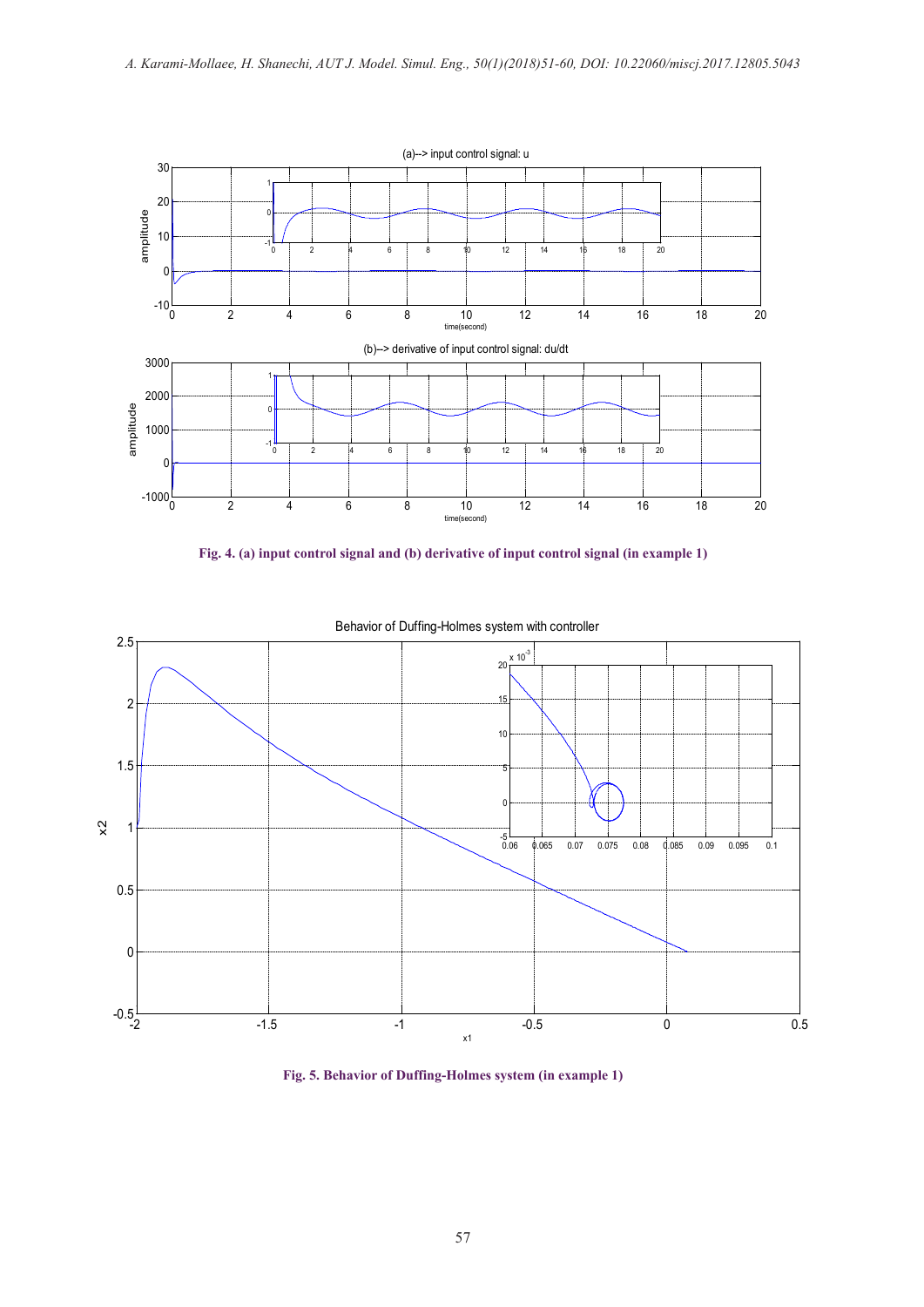Fig. 4. (a) input control signal and (b) derivative of input control signal (in example 1)

Fig. 5. Behavior of Duffing-Holmes system (in example 1)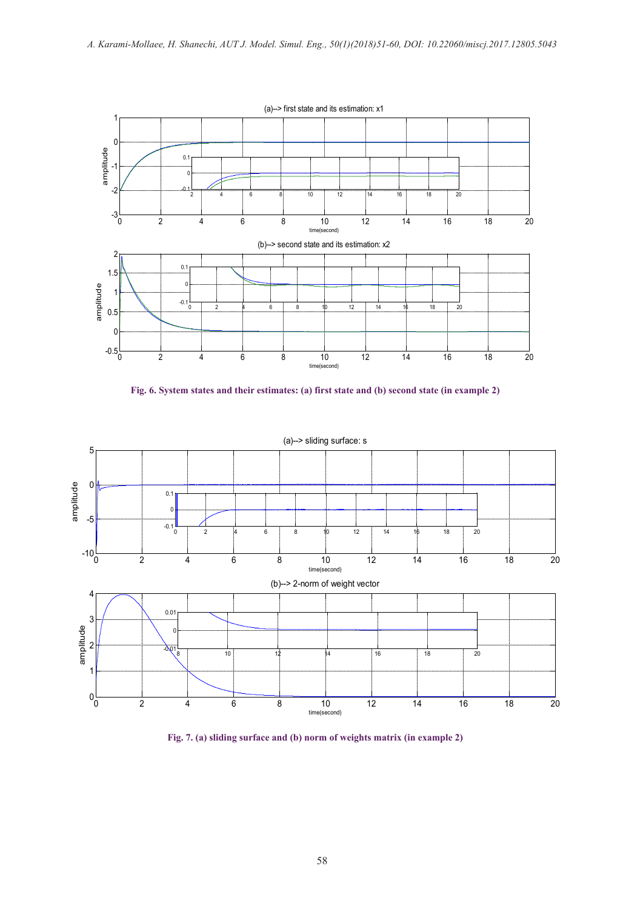Fig. 6. System states and their estimates: (a) first state and (b) second state (in example 2)

Fig. 7. (a) sliding surface and (b) norm of weights matrix (in example 2)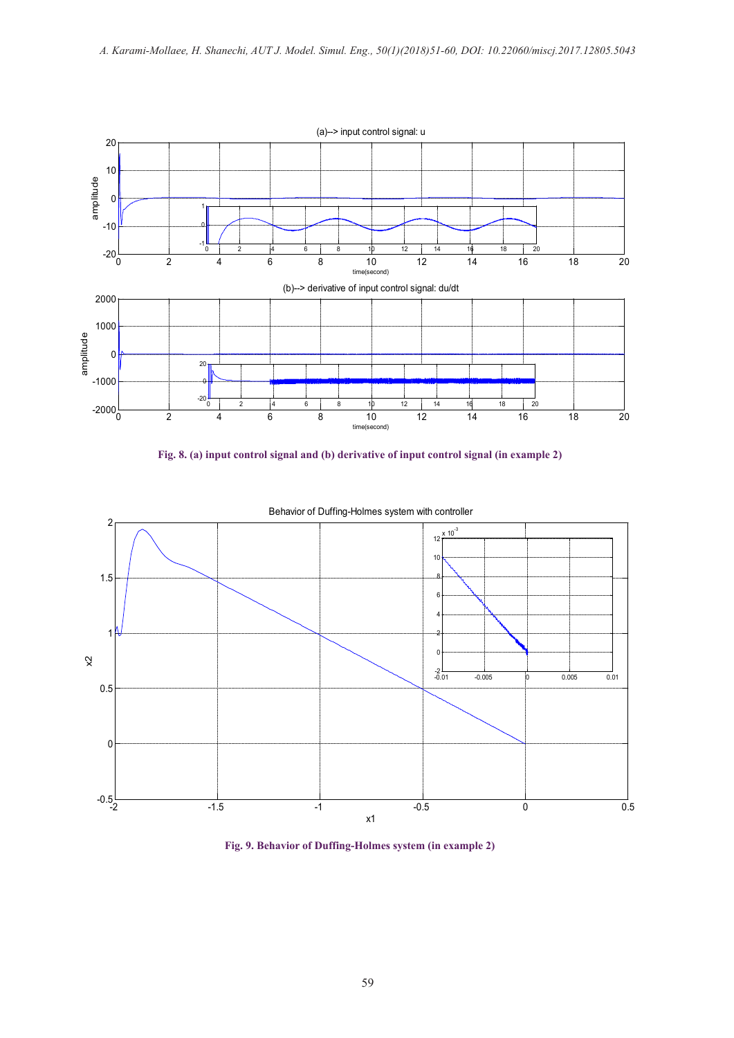Fig. 8. (a) input control signal and (b) derivative of input control signal (in example 2)

Fig. 9. Behavior of Duffing-Holmes system (in example 2)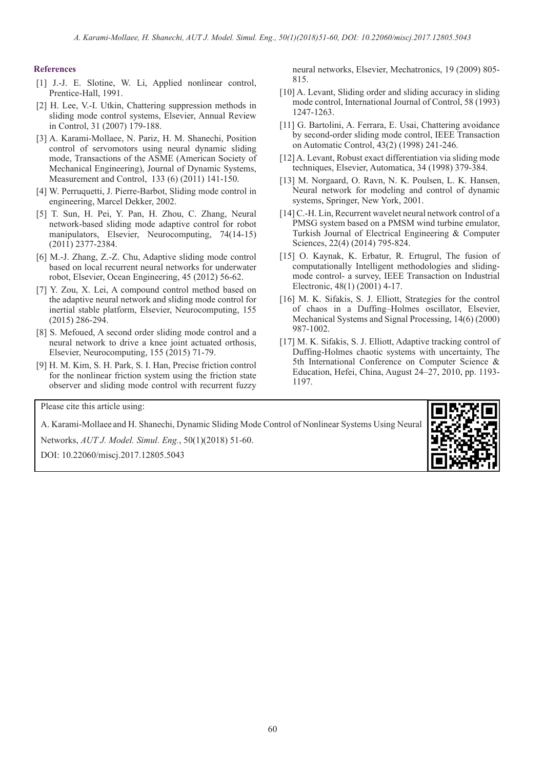## References

[1] J.-J. E. Slotine, W. Li, Applied nonlinear control, Prentice-Hall, 1991.

[2] H. Lee, V.-I. Utkin, Chattering suppression methods in sliding mode control systems, Elsevier, Annual Review in Control, 31 (2007) 179-188.

[3] A. Karami-Mollaee, N. Pariz, H. M. Shanechi, Position control of servomotors using neural dynamic sliding mode, Transactions of the ASME (American Society of Mechanical Engineering), Journal of Dynamic Systems, Measurement and Control, 133 (6) (2011) 141-150.

[4] W. Perruquetti, J. Pierre-Barbot, Sliding mode control in engineering, Marcel Dekker, 2002.

[5] T. Sun, H. Pei, Y. Pan, H. Zhou, C. Zhang, Neural network-based sliding mode adaptive control for robot manipulators, Elsevier, Neurocomputing, 74(14-15) (2011) 2377-2384.

[6] M.-J. Zhang, Z.-Z. Chu, Adaptive sliding mode control based on local recurrent neural networks for underwater robot, Elsevier, Ocean Engineering, 45 (2012) 56-62.

[7] Y. Zou, X. Lei, A compound control method based on the adaptive neural network and sliding mode control for inertial stable platform, Elsevier, Neurocomputing, 155 (2015) 286-294.

[8] S. Mefoued, A second order sliding mode control and a neural network to drive a knee joint actuated orthosis, Elsevier, Neurocomputing, 155 (2015) 71-79.

[9] H. M. Kim, S. H. Park, S. I. Han, Precise friction control for the nonlinear friction system using the friction state observer and sliding mode control with recurrent fuzzy neural networks, Elsevier, Mechatronics, 19 (2009) 805-815.

[10] A. Levant, Sliding order and sliding accuracy in sliding mode control, International Journal of Control, 58 (1993) 1247-1263.

[11] G. Bartolini, A. Ferrara, E. Usai, Chattering avoidance by second-order sliding mode control, IEEE Transaction on Automatic Control, 43(2) (1998) 241-246.

[12] A. Levant, Robust exact differentiation via sliding mode techniques, Elsevier, Automatica, 34 (1998) 379-384.

[13] M. Norgaard, O. Ravn, N. K. Poulsen, L. K. Hansen, Neural network for modeling and control of dynamic systems, Springer, New York, 2001.

[14] C.-H. Lin, Recurrent wavelet neural network control of a PMSG system based on a PMSM wind turbine emulator, Turkish Journal of Electrical Engineering & Computer Sciences, 22(4) (2014) 795-824.

[15] O. Kaynak, K. Erbatur, R. Ertugrul, The fusion of computationally Intelligent methodologies and sliding-mode control- a survey, IEEE Transaction on Industrial Electronic, 48(1) (2001) 4-17.

[16] M. K. Sifakis, S. J. Elliott, Strategies for the control of chaos in a Duffing–Holmes oscillator, Elsevier, Mechanical Systems and Signal Processing, 14(6) (2000) 987-1002.

[17] M. K. Sifakis, S. J. Elliott, Adaptive tracking control of Duffing-Holmes chaotic systems with uncertainty, The 5th International Conference on Computer Science & Education, Hefei, China, August 24–27, 2010, pp. 1193-1197.

Please cite this article using:

A. Karami-Mollaee and H. Shanechi, Dynamic Sliding Mode Control of Nonlinear Systems Using Neural Networks, *AUT J. Model. Simul. Eng.*, 50(1)(2018) 51-60.

DOI: 10.22060/miscj.2017.12805.5043